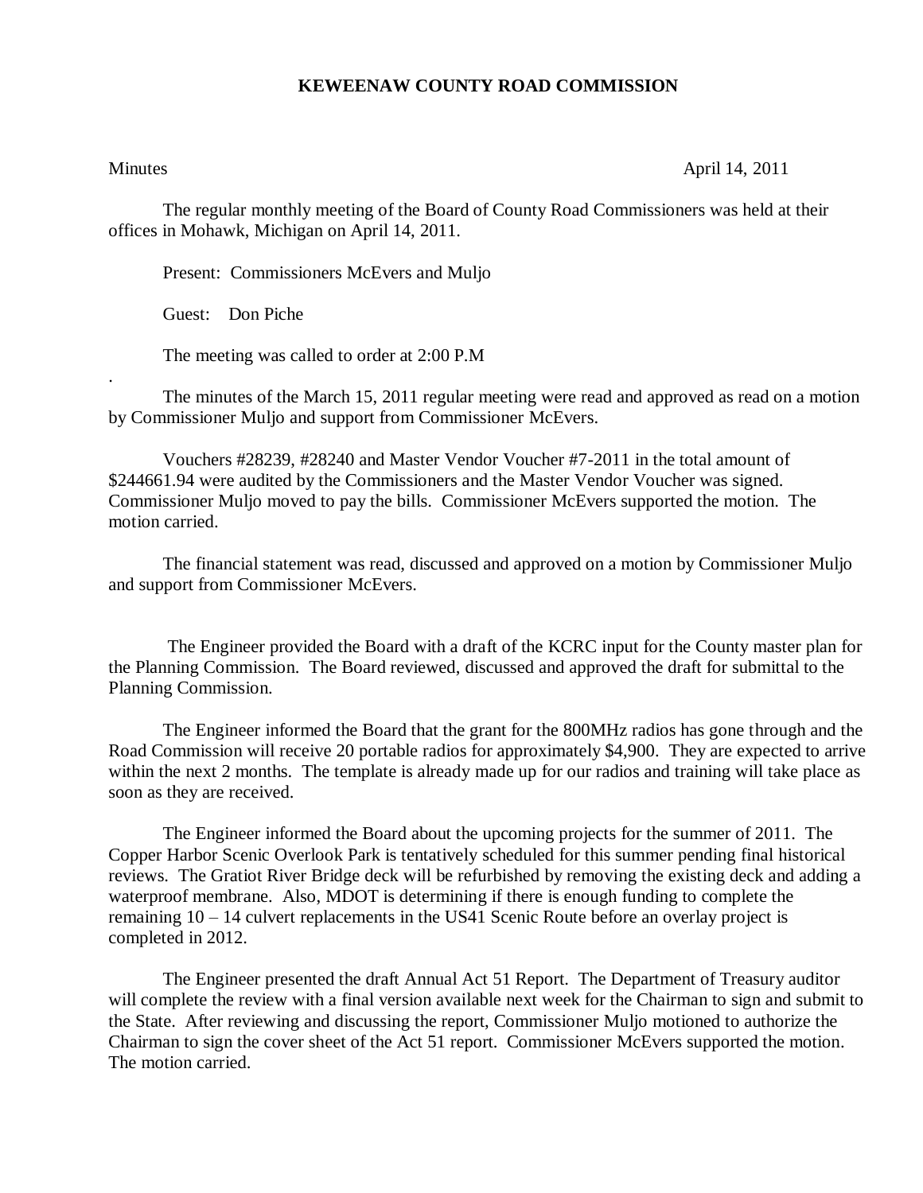**KEWEENAW COUNTY ROAD COMMISSION**

Minutes April 14, 2011

The regular monthly meeting of the Board of County Road Commissioners was held at their offices in Mohawk, Michigan on April 14, 2011.

Present: Commissioners McEvers and Muljo

Guest: Don Piche

The meeting was called to order at 2:00 P.M

.

The minutes of the March 15, 2011 regular meeting were read and approved as read on a motion by Commissioner Muljo and support from Commissioner McEvers.

Vouchers #28239, #28240 and Master Vendor Voucher #7-2011 in the total amount of $244661.94 were audited by the Commissioners and the Master Vendor Voucher was signed. Commissioner Muljo moved to pay the bills. Commissioner McEvers supported the motion. The motion carried.

The financial statement was read, discussed and approved on a motion by Commissioner Muljo and support from Commissioner McEvers.

The Engineer provided the Board with a draft of the KCRC input for the County master plan for the Planning Commission. The Board reviewed, discussed and approved the draft for submittal to the Planning Commission.

The Engineer informed the Board that the grant for the 800MHz radios has gone through and the Road Commission will receive 20 portable radios for approximately $4,900. They are expected to arrive within the next 2 months. The template is already made up for our radios and training will take place as soon as they are received.

The Engineer informed the Board about the upcoming projects for the summer of 2011. The Copper Harbor Scenic Overlook Park is tentatively scheduled for this summer pending final historical reviews. The Gratiot River Bridge deck will be refurbished by removing the existing deck and adding a waterproof membrane. Also, MDOT is determining if there is enough funding to complete the remaining 10 – 14 culvert replacements in the US41 Scenic Route before an overlay project is completed in 2012.

The Engineer presented the draft Annual Act 51 Report. The Department of Treasury auditor will complete the review with a final version available next week for the Chairman to sign and submit to the State. After reviewing and discussing the report, Commissioner Muljo motioned to authorize the Chairman to sign the cover sheet of the Act 51 report. Commissioner McEvers supported the motion. The motion carried.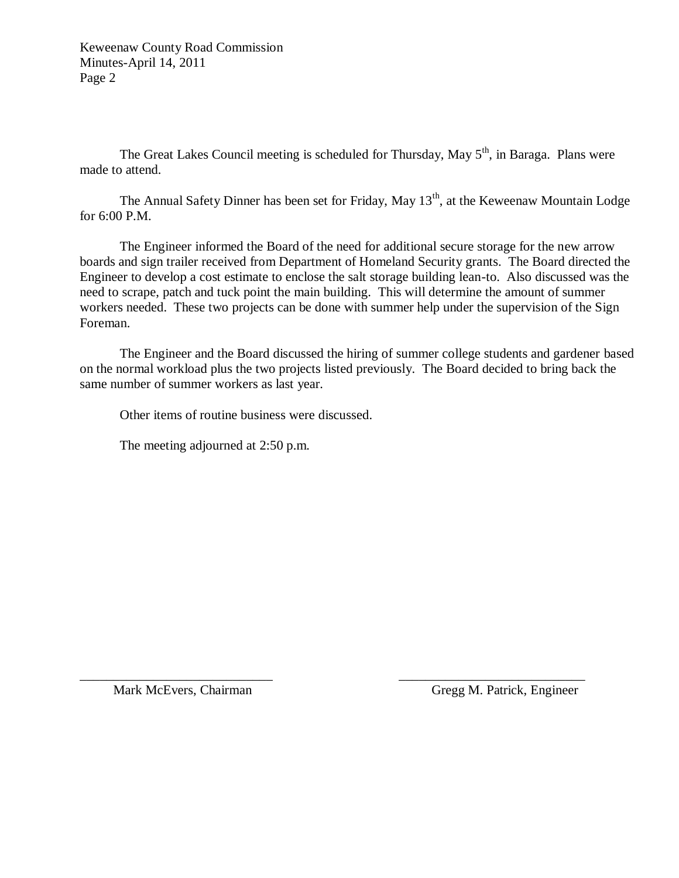The Great Lakes Council meeting is scheduled for Thursday, May 5th, in Baraga. Plans were made to attend.

The Annual Safety Dinner has been set for Friday, May 13th, at the Keweenaw Mountain Lodge for 6:00 P.M.

The Engineer informed the Board of the need for additional secure storage for the new arrow boards and sign trailer received from Department of Homeland Security grants. The Board directed the Engineer to develop a cost estimate to enclose the salt storage building lean-to. Also discussed was the need to scrape, patch and tuck point the main building. This will determine the amount of summer workers needed. These two projects can be done with summer help under the supervision of the Sign Foreman.

The Engineer and the Board discussed the hiring of summer college students and gardener based on the normal workload plus the two projects listed previously. The Board decided to bring back the same number of summer workers as last year.

Other items of routine business were discussed.

The meeting adjourned at 2:50 p.m.

\_\_\_\_\_\_\_\_\_\_\_\_\_\_\_\_\_\_\_\_\_\_\_\_\_\_\_\_
Mark McEvers, Chairman

\_\_\_\_\_\_\_\_\_\_\_\_\_\_\_\_\_\_\_\_\_\_\_\_\_\_\_\_
Gregg M. Patrick, Engineer